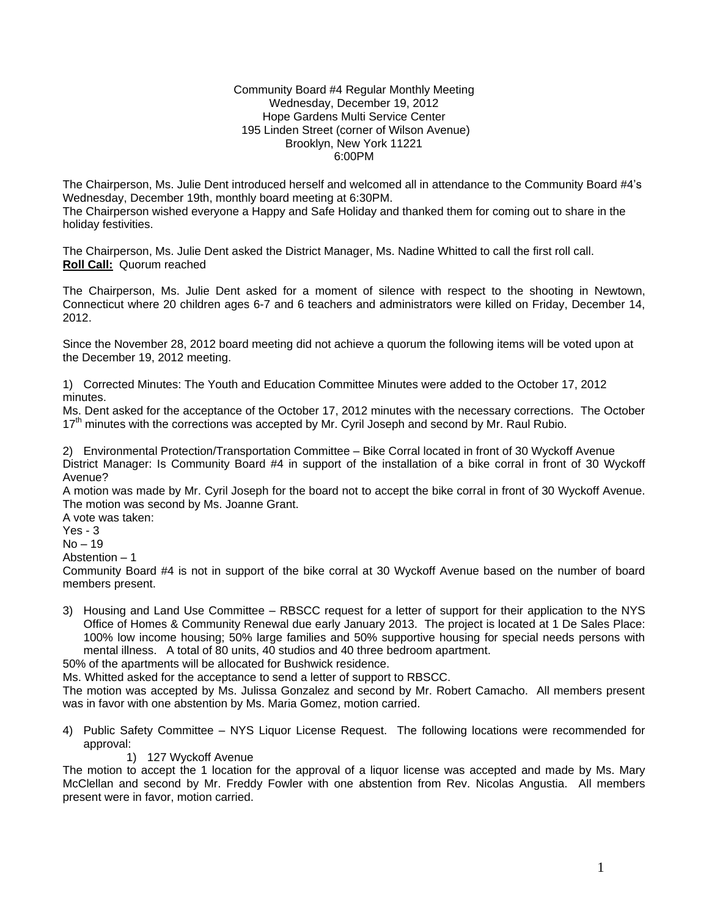Community Board #4 Regular Monthly Meeting
Wednesday, December 19, 2012
Hope Gardens Multi Service Center
195 Linden Street (corner of Wilson Avenue)
Brooklyn, New York 11221
6:00PM

The Chairperson, Ms. Julie Dent introduced herself and welcomed all in attendance to the Community Board #4's Wednesday, December 19th, monthly board meeting at 6:30PM.
The Chairperson wished everyone a Happy and Safe Holiday and thanked them for coming out to share in the holiday festivities.

The Chairperson, Ms. Julie Dent asked the District Manager, Ms. Nadine Whitted to call the first roll call.
**Roll Call:** Quorum reached

The Chairperson, Ms. Julie Dent asked for a moment of silence with respect to the shooting in Newtown, Connecticut where 20 children ages 6-7 and 6 teachers and administrators were killed on Friday, December 14, 2012.

Since the November 28, 2012 board meeting did not achieve a quorum the following items will be voted upon at the December 19, 2012 meeting.

1) Corrected Minutes: The Youth and Education Committee Minutes were added to the October 17, 2012 minutes.
Ms. Dent asked for the acceptance of the October 17, 2012 minutes with the necessary corrections. The October 17th minutes with the corrections was accepted by Mr. Cyril Joseph and second by Mr. Raul Rubio.

2) Environmental Protection/Transportation Committee – Bike Corral located in front of 30 Wyckoff Avenue
District Manager: Is Community Board #4 in support of the installation of a bike corral in front of 30 Wyckoff Avenue?
A motion was made by Mr. Cyril Joseph for the board not to accept the bike corral in front of 30 Wyckoff Avenue. The motion was second by Ms. Joanne Grant.
A vote was taken:
Yes - 3
No – 19
Abstention – 1
Community Board #4 is not in support of the bike corral at 30 Wyckoff Avenue based on the number of board members present.

3) Housing and Land Use Committee – RBSCC request for a letter of support for their application to the NYS Office of Homes & Community Renewal due early January 2013. The project is located at 1 De Sales Place: 100% low income housing; 50% large families and 50% supportive housing for special needs persons with mental illness. A total of 80 units, 40 studios and 40 three bedroom apartment.

50% of the apartments will be allocated for Bushwick residence.
Ms. Whitted asked for the acceptance to send a letter of support to RBSCC.
The motion was accepted by Ms. Julissa Gonzalez and second by Mr. Robert Camacho. All members present was in favor with one abstention by Ms. Maria Gomez, motion carried.

4) Public Safety Committee – NYS Liquor License Request. The following locations were recommended for approval:
   1) 127 Wyckoff Avenue

The motion to accept the 1 location for the approval of a liquor license was accepted and made by Ms. Mary McClellan and second by Mr. Freddy Fowler with one abstention from Rev. Nicolas Angustia. All members present were in favor, motion carried.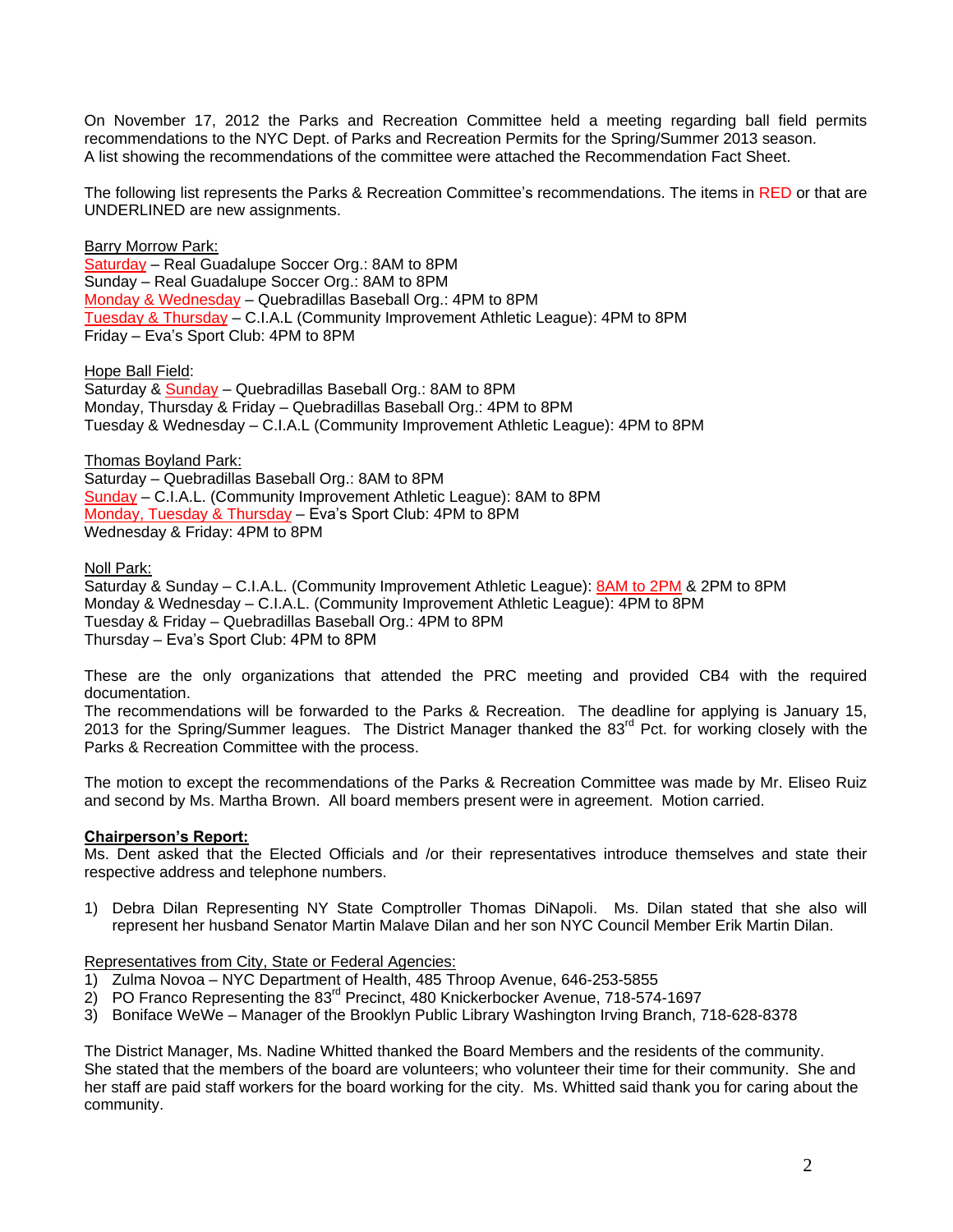On November 17, 2012 the Parks and Recreation Committee held a meeting regarding ball field permits recommendations to the NYC Dept. of Parks and Recreation Permits for the Spring/Summer 2013 season.
A list showing the recommendations of the committee were attached the Recommendation Fact Sheet.

The following list represents the Parks & Recreation Committee's recommendations. The items in RED or that are UNDERLINED are new assignments.

<u>Barry Morrow Park:</u>
<u>Saturday</u> – Real Guadalupe Soccer Org.: 8AM to 8PM
Sunday – Real Guadalupe Soccer Org.: 8AM to 8PM
<u>Monday & Wednesday</u> – Quebradillas Baseball Org.: 4PM to 8PM
<u>Tuesday & Thursday</u> – C.I.A.L (Community Improvement Athletic League): 4PM to 8PM
Friday – Eva's Sport Club: 4PM to 8PM

<u>Hope Ball Field</u>:
Saturday & <u>Sunday</u> – Quebradillas Baseball Org.: 8AM to 8PM
Monday, Thursday & Friday – Quebradillas Baseball Org.: 4PM to 8PM
Tuesday & Wednesday – C.I.A.L (Community Improvement Athletic League): 4PM to 8PM

<u>Thomas Boyland Park:</u>
Saturday – Quebradillas Baseball Org.: 8AM to 8PM
<u>Sunday</u> – C.I.A.L. (Community Improvement Athletic League): 8AM to 8PM
<u>Monday, Tuesday & Thursday</u> – Eva's Sport Club: 4PM to 8PM
Wednesday & Friday: 4PM to 8PM

<u>Noll Park:</u>
Saturday & Sunday – C.I.A.L. (Community Improvement Athletic League): <u>8AM to 2PM</u> & 2PM to 8PM
Monday & Wednesday – C.I.A.L. (Community Improvement Athletic League): 4PM to 8PM
Tuesday & Friday – Quebradillas Baseball Org.: 4PM to 8PM
Thursday – Eva's Sport Club: 4PM to 8PM

These are the only organizations that attended the PRC meeting and provided CB4 with the required documentation.
The recommendations will be forwarded to the Parks & Recreation. The deadline for applying is January 15, 2013 for the Spring/Summer leagues. The District Manager thanked the 83rd Pct. for working closely with the Parks & Recreation Committee with the process.

The motion to except the recommendations of the Parks & Recreation Committee was made by Mr. Eliseo Ruiz and second by Ms. Martha Brown. All board members present were in agreement. Motion carried.

**<u>Chairperson's Report:</u>**
Ms. Dent asked that the Elected Officials and /or their representatives introduce themselves and state their respective address and telephone numbers.

1) Debra Dilan Representing NY State Comptroller Thomas DiNapoli. Ms. Dilan stated that she also will represent her husband Senator Martin Malave Dilan and her son NYC Council Member Erik Martin Dilan.

<u>Representatives from City, State or Federal Agencies:</u>
1) Zulma Novoa – NYC Department of Health, 485 Throop Avenue, 646-253-5855
2) PO Franco Representing the 83rd Precinct, 480 Knickerbocker Avenue, 718-574-1697
3) Boniface WeWe – Manager of the Brooklyn Public Library Washington Irving Branch, 718-628-8378

The District Manager, Ms. Nadine Whitted thanked the Board Members and the residents of the community.
She stated that the members of the board are volunteers; who volunteer their time for their community. She and her staff are paid staff workers for the board working for the city. Ms. Whitted said thank you for caring about the community.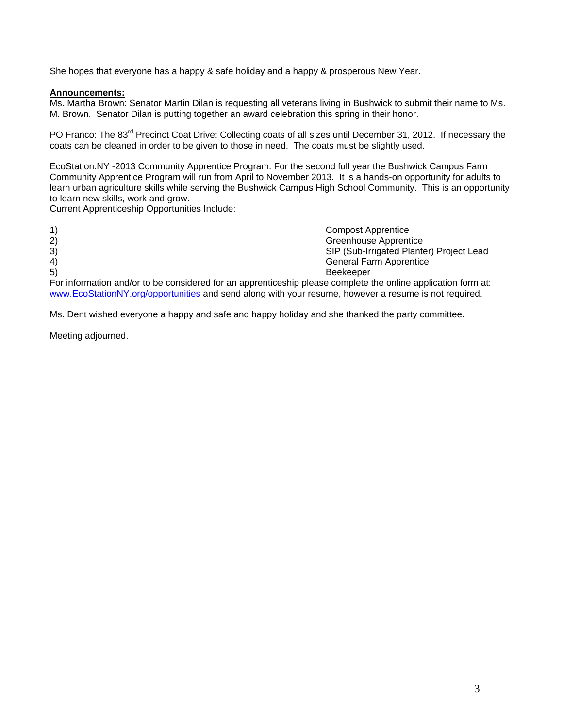She hopes that everyone has a happy & safe holiday and a happy & prosperous New Year.

**Announcements:**

Ms. Martha Brown: Senator Martin Dilan is requesting all veterans living in Bushwick to submit their name to Ms. M. Brown. Senator Dilan is putting together an award celebration this spring in their honor.

PO Franco: The 83rd Precinct Coat Drive: Collecting coats of all sizes until December 31, 2012. If necessary the coats can be cleaned in order to be given to those in need. The coats must be slightly used.

EcoStation:NY -2013 Community Apprentice Program: For the second full year the Bushwick Campus Farm Community Apprentice Program will run from April to November 2013. It is a hands-on opportunity for adults to learn urban agriculture skills while serving the Bushwick Campus High School Community. This is an opportunity to learn new skills, work and grow.

Current Apprenticeship Opportunities Include:

1) Compost Apprentice
2) Greenhouse Apprentice
3) SIP (Sub-Irrigated Planter) Project Lead
4) General Farm Apprentice
5) Beekeeper

For information and/or to be considered for an apprenticeship please complete the online application form at: www.EcoStationNY.org/opportunities and send along with your resume, however a resume is not required.

Ms. Dent wished everyone a happy and safe and happy holiday and she thanked the party committee.

Meeting adjourned.